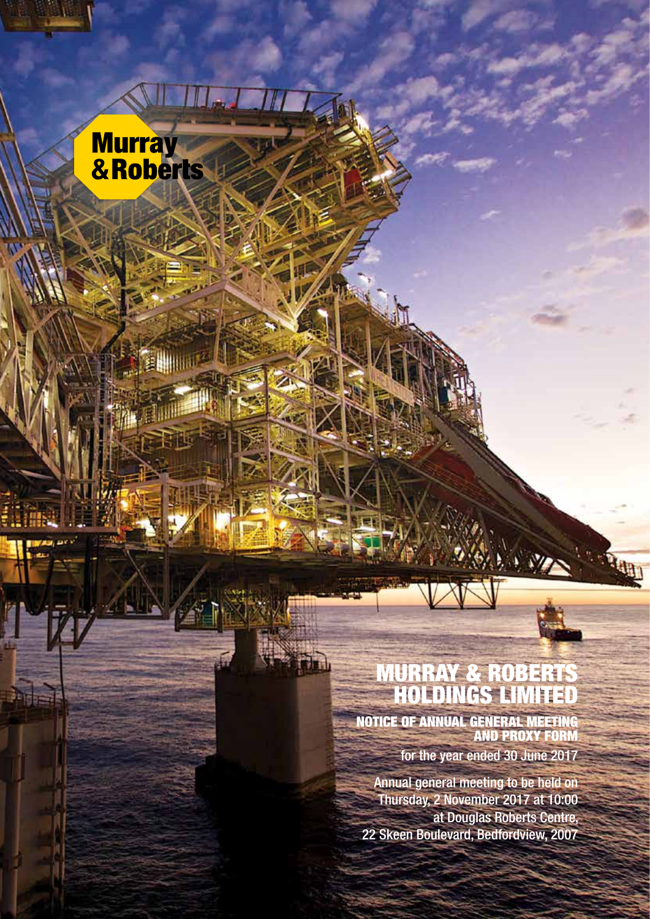Murray & Roberts

# MURRAY & ROBERTS HOLDINGS LIMITED

## NOTICE OF ANNUAL GENERAL MEETING AND PROXY FORM

for the year ended 30 June 2017

Annual general meeting to be held on Thursday, 2 November 2017 at 10:00 at Douglas Roberts Centre, 22 Skeen Boulevard, Bedfordview, 2007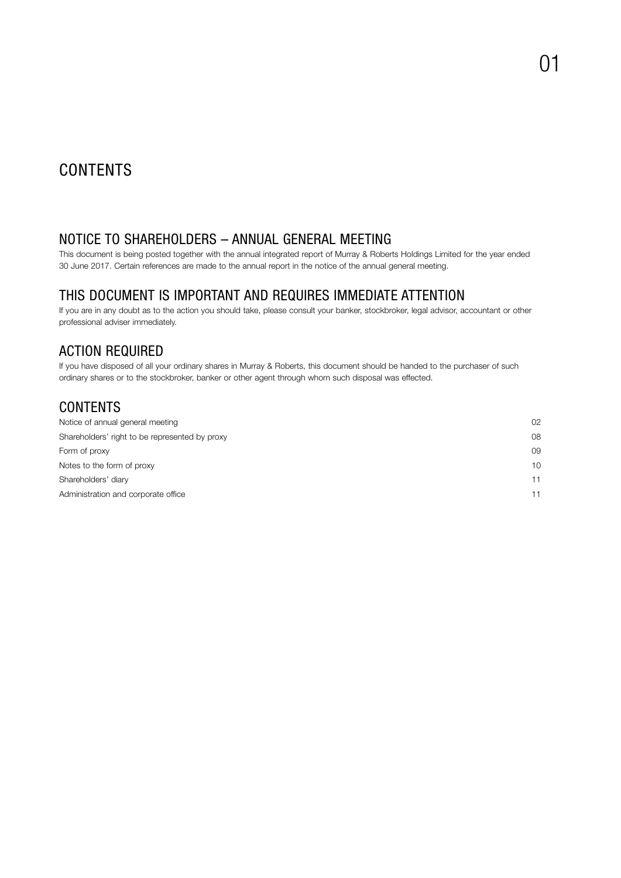# CONTENTS

## NOTICE TO SHAREHOLDERS – ANNUAL GENERAL MEETING

This document is being posted together with the annual integrated report of Murray & Roberts Holdings Limited for the year ended 30 June 2017. Certain references are made to the annual report in the notice of the annual general meeting.

## THIS DOCUMENT IS IMPORTANT AND REQUIRES IMMEDIATE ATTENTION

If you are in any doubt as to the action you should take, please consult your banker, stockbroker, legal advisor, accountant or other professional adviser immediately.

## ACTION REQUIRED

If you have disposed of all your ordinary shares in Murray & Roberts, this document should be handed to the purchaser of such ordinary shares or to the stockbroker, banker or other agent through whom such disposal was effected.

## CONTENTS

| | |
|---|---|
| Notice of annual general meeting | 02 |
| Shareholders' right to be represented by proxy | 08 |
| Form of proxy | 09 |
| Notes to the form of proxy | 10 |
| Shareholders' diary | 11 |
| Administration and corporate office | 11 |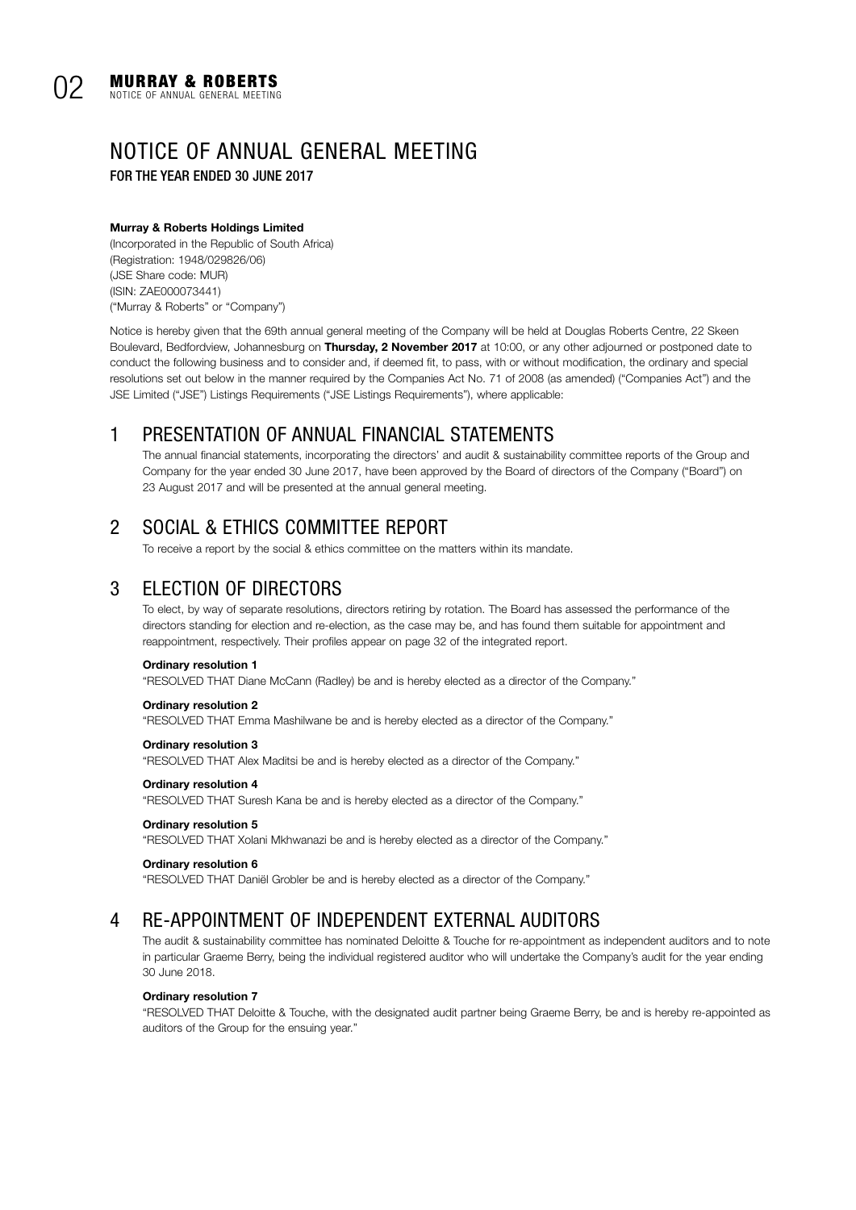# NOTICE OF ANNUAL GENERAL MEETING

**FOR THE YEAR ENDED 30 JUNE 2017**

**Murray & Roberts Holdings Limited**
(Incorporated in the Republic of South Africa)
(Registration: 1948/029826/06)
(JSE Share code: MUR)
(ISIN: ZAE000073441)
("Murray & Roberts" or "Company")

Notice is hereby given that the 69th annual general meeting of the Company will be held at Douglas Roberts Centre, 22 Skeen Boulevard, Bedfordview, Johannesburg on **Thursday, 2 November 2017** at 10:00, or any other adjourned or postponed date to conduct the following business and to consider and, if deemed fit, to pass, with or without modification, the ordinary and special resolutions set out below in the manner required by the Companies Act No. 71 of 2008 (as amended) ("Companies Act") and the JSE Limited ("JSE") Listings Requirements ("JSE Listings Requirements"), where applicable:

## 1 PRESENTATION OF ANNUAL FINANCIAL STATEMENTS

The annual financial statements, incorporating the directors' and audit & sustainability committee reports of the Group and Company for the year ended 30 June 2017, have been approved by the Board of directors of the Company ("Board") on 23 August 2017 and will be presented at the annual general meeting.

## 2 SOCIAL & ETHICS COMMITTEE REPORT

To receive a report by the social & ethics committee on the matters within its mandate.

## 3 ELECTION OF DIRECTORS

To elect, by way of separate resolutions, directors retiring by rotation. The Board has assessed the performance of the directors standing for election and re-election, as the case may be, and has found them suitable for appointment and reappointment, respectively. Their profiles appear on page 32 of the integrated report.

**Ordinary resolution 1**
"RESOLVED THAT Diane McCann (Radley) be and is hereby elected as a director of the Company."

**Ordinary resolution 2**
"RESOLVED THAT Emma Mashilwane be and is hereby elected as a director of the Company."

**Ordinary resolution 3**
"RESOLVED THAT Alex Maditsi be and is hereby elected as a director of the Company."

**Ordinary resolution 4**
"RESOLVED THAT Suresh Kana be and is hereby elected as a director of the Company."

**Ordinary resolution 5**
"RESOLVED THAT Xolani Mkhwanazi be and is hereby elected as a director of the Company."

**Ordinary resolution 6**
"RESOLVED THAT Daniël Grobler be and is hereby elected as a director of the Company."

## 4 RE-APPOINTMENT OF INDEPENDENT EXTERNAL AUDITORS

The audit & sustainability committee has nominated Deloitte & Touche for re-appointment as independent auditors and to note in particular Graeme Berry, being the individual registered auditor who will undertake the Company's audit for the year ending 30 June 2018.

**Ordinary resolution 7**
"RESOLVED THAT Deloitte & Touche, with the designated audit partner being Graeme Berry, be and is hereby re-appointed as auditors of the Group for the ensuing year."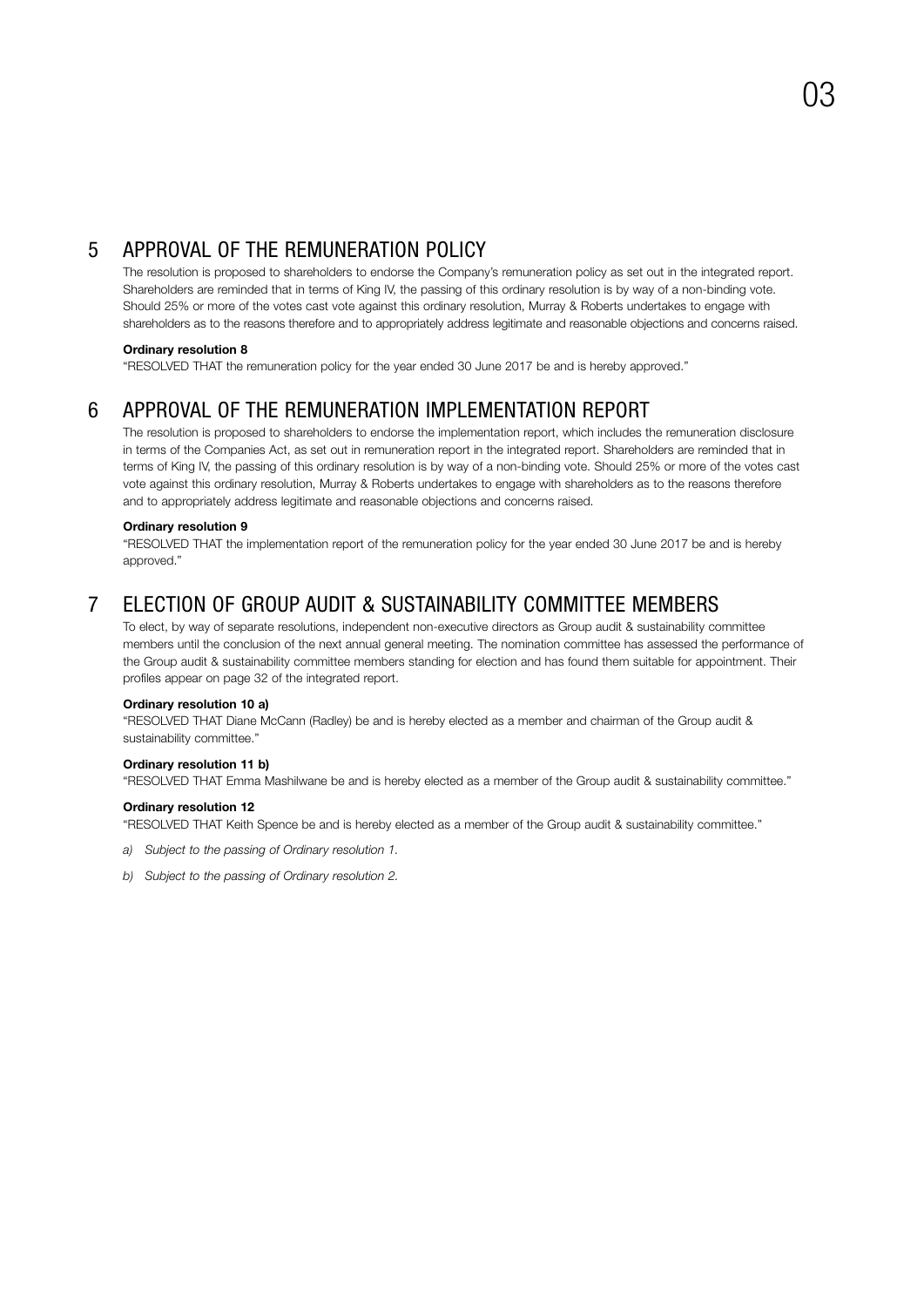## 5 APPROVAL OF THE REMUNERATION POLICY

The resolution is proposed to shareholders to endorse the Company's remuneration policy as set out in the integrated report. Shareholders are reminded that in terms of King IV, the passing of this ordinary resolution is by way of a non-binding vote. Should 25% or more of the votes cast vote against this ordinary resolution, Murray & Roberts undertakes to engage with shareholders as to the reasons therefore and to appropriately address legitimate and reasonable objections and concerns raised.

**Ordinary resolution 8**

"RESOLVED THAT the remuneration policy for the year ended 30 June 2017 be and is hereby approved."

## 6 APPROVAL OF THE REMUNERATION IMPLEMENTATION REPORT

The resolution is proposed to shareholders to endorse the implementation report, which includes the remuneration disclosure in terms of the Companies Act, as set out in remuneration report in the integrated report. Shareholders are reminded that in terms of King IV, the passing of this ordinary resolution is by way of a non-binding vote. Should 25% or more of the votes cast vote against this ordinary resolution, Murray & Roberts undertakes to engage with shareholders as to the reasons therefore and to appropriately address legitimate and reasonable objections and concerns raised.

**Ordinary resolution 9**

"RESOLVED THAT the implementation report of the remuneration policy for the year ended 30 June 2017 be and is hereby approved."

## 7 ELECTION OF GROUP AUDIT & SUSTAINABILITY COMMITTEE MEMBERS

To elect, by way of separate resolutions, independent non-executive directors as Group audit & sustainability committee members until the conclusion of the next annual general meeting. The nomination committee has assessed the performance of the Group audit & sustainability committee members standing for election and has found them suitable for appointment. Their profiles appear on page 32 of the integrated report.

**Ordinary resolution 10 a)**

"RESOLVED THAT Diane McCann (Radley) be and is hereby elected as a member and chairman of the Group audit & sustainability committee."

**Ordinary resolution 11 b)**

"RESOLVED THAT Emma Mashilwane be and is hereby elected as a member of the Group audit & sustainability committee."

**Ordinary resolution 12**

"RESOLVED THAT Keith Spence be and is hereby elected as a member of the Group audit & sustainability committee."

*a) Subject to the passing of Ordinary resolution 1.*

*b) Subject to the passing of Ordinary resolution 2.*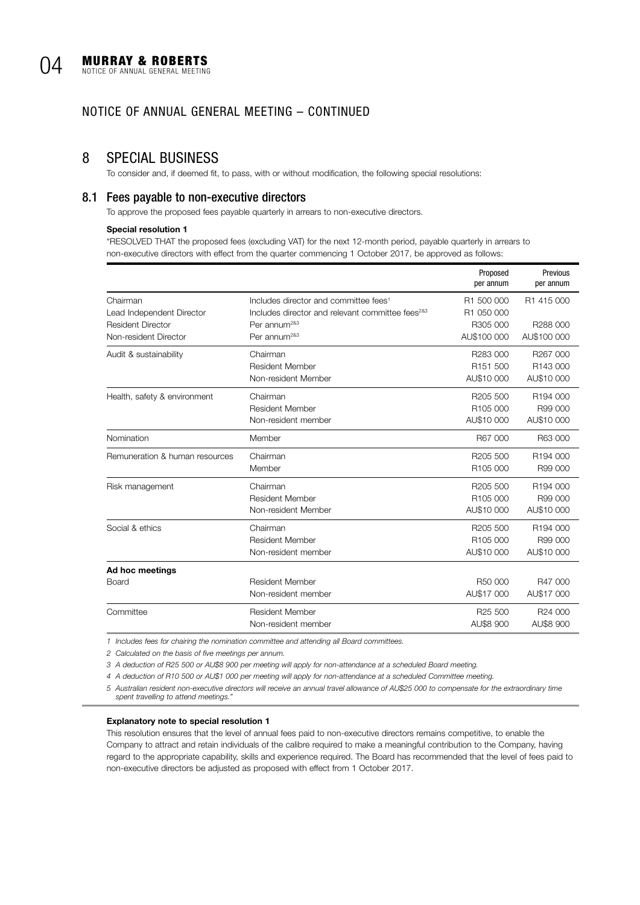## NOTICE OF ANNUAL GENERAL MEETING – CONTINUED

# 8 SPECIAL BUSINESS

To consider and, if deemed fit, to pass, with or without modification, the following special resolutions:

## 8.1 Fees payable to non-executive directors

To approve the proposed fees payable quarterly in arrears to non-executive directors.

**Special resolution 1**

"RESOLVED THAT the proposed fees (excluding VAT) for the next 12-month period, payable quarterly in arrears to non-executive directors with effect from the quarter commencing 1 October 2017, be approved as follows:

| | | Proposed per annum | Previous per annum |
|---|---|---|---|
| Chairman | Includes director and committee fees[1] | R1 500 000 | R1 415 000 |
| Lead Independent Director | Includes director and relevant committee fees[2&3] | R1 050 000 | |
| Resident Director | Per annum[2&3] | R305 000 | R288 000 |
| Non-resident Director | Per annum[2&3] | AU$100 000 | AU$100 000 |
| Audit & sustainability | Chairman | R283 000 | R267 000 |
| | Resident Member | R151 500 | R143 000 |
| | Non-resident Member | AU$10 000 | AU$10 000 |
| Health, safety & environment | Chairman | R205 500 | R194 000 |
| | Resident Member | R105 000 | R99 000 |
| | Non-resident member | AU$10 000 | AU$10 000 |
| Nomination | Member | R67 000 | R63 000 |
| Remuneration & human resources | Chairman | R205 500 | R194 000 |
| | Member | R105 000 | R99 000 |
| Risk management | Chairman | R205 500 | R194 000 |
| | Resident Member | R105 000 | R99 000 |
| | Non-resident Member | AU$10 000 | AU$10 000 |
| Social & ethics | Chairman | R205 500 | R194 000 |
| | Resident Member | R105 000 | R99 000 |
| | Non-resident member | AU$10 000 | AU$10 000 |
| **Ad hoc meetings** | | | |
| Board | Resident Member | R50 000 | R47 000 |
| | Non-resident member | AU$17 000 | AU$17 000 |
| Committee | Resident Member | R25 500 | R24 000 |
| | Non-resident member | AU$8 900 | AU$8 900 |

*1 Includes fees for chairing the nomination committee and attending all Board committees.*

*2 Calculated on the basis of five meetings per annum.*

*3 A deduction of R25 500 or AU$8 900 per meeting will apply for non-attendance at a scheduled Board meeting.*

*4 A deduction of R10 500 or AU$1 000 per meeting will apply for non-attendance at a scheduled Committee meeting.*

*5 Australian resident non-executive directors will receive an annual travel allowance of AU$25 000 to compensate for the extraordinary time spent travelling to attend meetings."*

**Explanatory note to special resolution 1**

This resolution ensures that the level of annual fees paid to non-executive directors remains competitive, to enable the Company to attract and retain individuals of the calibre required to make a meaningful contribution to the Company, having regard to the appropriate capability, skills and experience required. The Board has recommended that the level of fees paid to non-executive directors be adjusted as proposed with effect from 1 October 2017.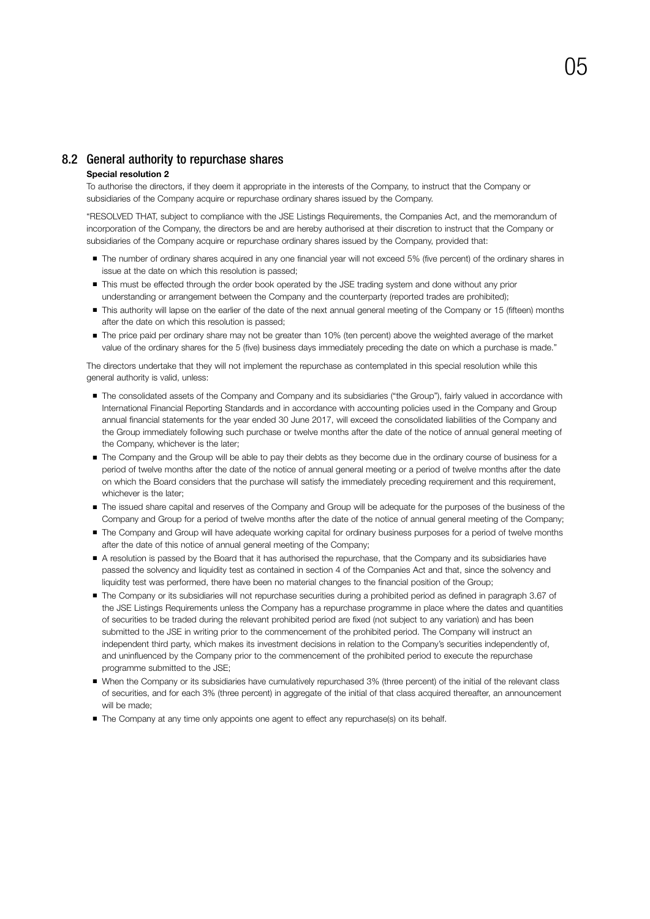## 8.2 General authority to repurchase shares

**Special resolution 2**

To authorise the directors, if they deem it appropriate in the interests of the Company, to instruct that the Company or subsidiaries of the Company acquire or repurchase ordinary shares issued by the Company.

"RESOLVED THAT, subject to compliance with the JSE Listings Requirements, the Companies Act, and the memorandum of incorporation of the Company, the directors be and are hereby authorised at their discretion to instruct that the Company or subsidiaries of the Company acquire or repurchase ordinary shares issued by the Company, provided that:

- The number of ordinary shares acquired in any one financial year will not exceed 5% (five percent) of the ordinary shares in issue at the date on which this resolution is passed;
- This must be effected through the order book operated by the JSE trading system and done without any prior understanding or arrangement between the Company and the counterparty (reported trades are prohibited);
- This authority will lapse on the earlier of the date of the next annual general meeting of the Company or 15 (fifteen) months after the date on which this resolution is passed;
- The price paid per ordinary share may not be greater than 10% (ten percent) above the weighted average of the market value of the ordinary shares for the 5 (five) business days immediately preceding the date on which a purchase is made."

The directors undertake that they will not implement the repurchase as contemplated in this special resolution while this general authority is valid, unless:

- The consolidated assets of the Company and Company and its subsidiaries ("the Group"), fairly valued in accordance with International Financial Reporting Standards and in accordance with accounting policies used in the Company and Group annual financial statements for the year ended 30 June 2017, will exceed the consolidated liabilities of the Company and the Group immediately following such purchase or twelve months after the date of the notice of annual general meeting of the Company, whichever is the later;
- The Company and the Group will be able to pay their debts as they become due in the ordinary course of business for a period of twelve months after the date of the notice of annual general meeting or a period of twelve months after the date on which the Board considers that the purchase will satisfy the immediately preceding requirement and this requirement, whichever is the later;
- The issued share capital and reserves of the Company and Group will be adequate for the purposes of the business of the Company and Group for a period of twelve months after the date of the notice of annual general meeting of the Company;
- The Company and Group will have adequate working capital for ordinary business purposes for a period of twelve months after the date of this notice of annual general meeting of the Company;
- A resolution is passed by the Board that it has authorised the repurchase, that the Company and its subsidiaries have passed the solvency and liquidity test as contained in section 4 of the Companies Act and that, since the solvency and liquidity test was performed, there have been no material changes to the financial position of the Group;
- The Company or its subsidiaries will not repurchase securities during a prohibited period as defined in paragraph 3.67 of the JSE Listings Requirements unless the Company has a repurchase programme in place where the dates and quantities of securities to be traded during the relevant prohibited period are fixed (not subject to any variation) and has been submitted to the JSE in writing prior to the commencement of the prohibited period. The Company will instruct an independent third party, which makes its investment decisions in relation to the Company's securities independently of, and uninfluenced by the Company prior to the commencement of the prohibited period to execute the repurchase programme submitted to the JSE;
- When the Company or its subsidiaries have cumulatively repurchased 3% (three percent) of the initial of the relevant class of securities, and for each 3% (three percent) in aggregate of the initial of that class acquired thereafter, an announcement will be made;
- The Company at any time only appoints one agent to effect any repurchase(s) on its behalf.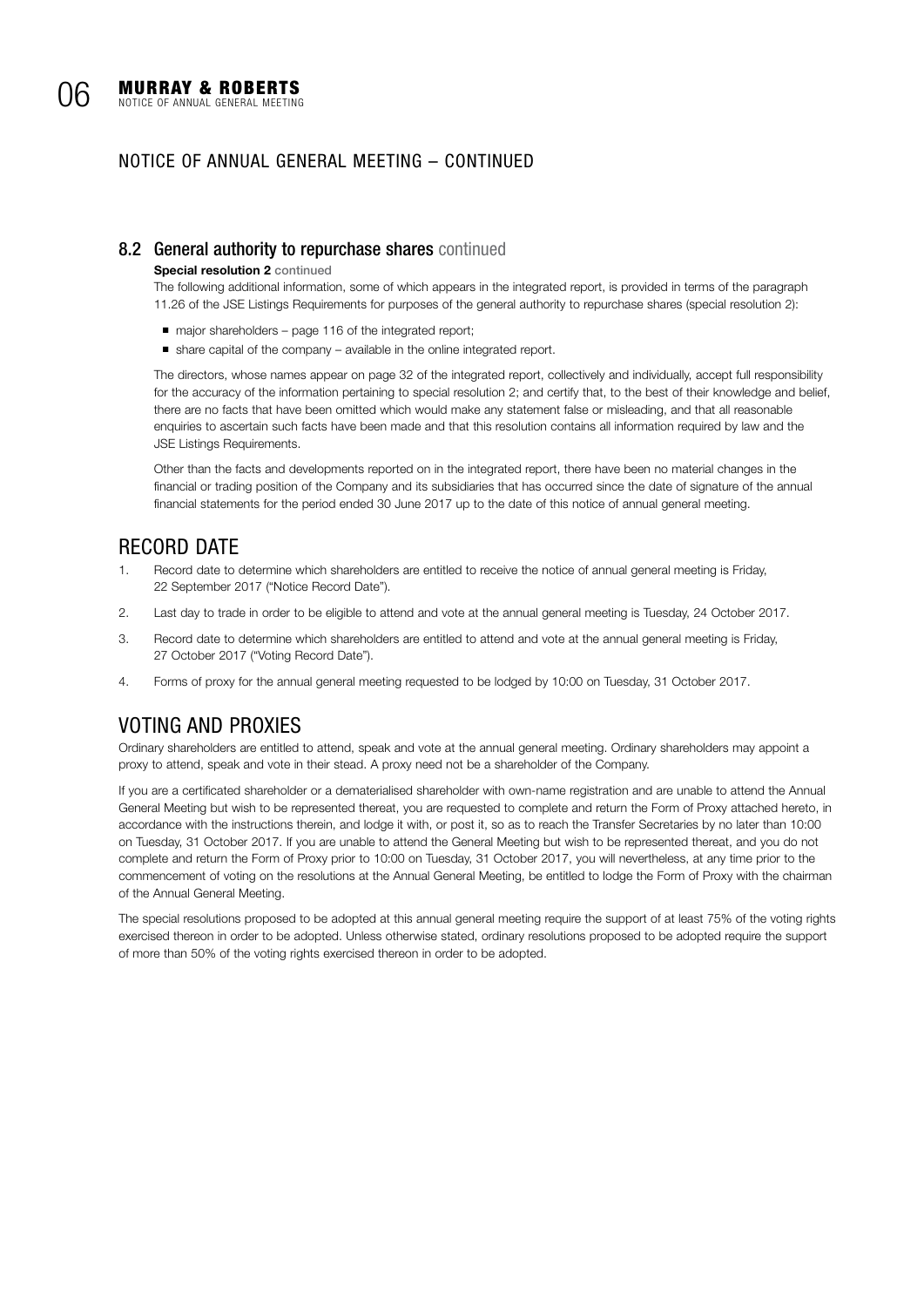## NOTICE OF ANNUAL GENERAL MEETING – CONTINUED

### 8.2 General authority to repurchase shares continued

**Special resolution 2 continued**

The following additional information, some of which appears in the integrated report, is provided in terms of the paragraph 11.26 of the JSE Listings Requirements for purposes of the general authority to repurchase shares (special resolution 2):

- major shareholders – page 116 of the integrated report;
- share capital of the company – available in the online integrated report.

The directors, whose names appear on page 32 of the integrated report, collectively and individually, accept full responsibility for the accuracy of the information pertaining to special resolution 2; and certify that, to the best of their knowledge and belief, there are no facts that have been omitted which would make any statement false or misleading, and that all reasonable enquiries to ascertain such facts have been made and that this resolution contains all information required by law and the JSE Listings Requirements.

Other than the facts and developments reported on in the integrated report, there have been no material changes in the financial or trading position of the Company and its subsidiaries that has occurred since the date of signature of the annual financial statements for the period ended 30 June 2017 up to the date of this notice of annual general meeting.

## RECORD DATE

1. Record date to determine which shareholders are entitled to receive the notice of annual general meeting is Friday, 22 September 2017 ("Notice Record Date").
2. Last day to trade in order to be eligible to attend and vote at the annual general meeting is Tuesday, 24 October 2017.
3. Record date to determine which shareholders are entitled to attend and vote at the annual general meeting is Friday, 27 October 2017 ("Voting Record Date").
4. Forms of proxy for the annual general meeting requested to be lodged by 10:00 on Tuesday, 31 October 2017.

## VOTING AND PROXIES

Ordinary shareholders are entitled to attend, speak and vote at the annual general meeting. Ordinary shareholders may appoint a proxy to attend, speak and vote in their stead. A proxy need not be a shareholder of the Company.

If you are a certificated shareholder or a dematerialised shareholder with own-name registration and are unable to attend the Annual General Meeting but wish to be represented thereat, you are requested to complete and return the Form of Proxy attached hereto, in accordance with the instructions therein, and lodge it with, or post it, so as to reach the Transfer Secretaries by no later than 10:00 on Tuesday, 31 October 2017. If you are unable to attend the General Meeting but wish to be represented thereat, and you do not complete and return the Form of Proxy prior to 10:00 on Tuesday, 31 October 2017, you will nevertheless, at any time prior to the commencement of voting on the resolutions at the Annual General Meeting, be entitled to lodge the Form of Proxy with the chairman of the Annual General Meeting.

The special resolutions proposed to be adopted at this annual general meeting require the support of at least 75% of the voting rights exercised thereon in order to be adopted. Unless otherwise stated, ordinary resolutions proposed to be adopted require the support of more than 50% of the voting rights exercised thereon in order to be adopted.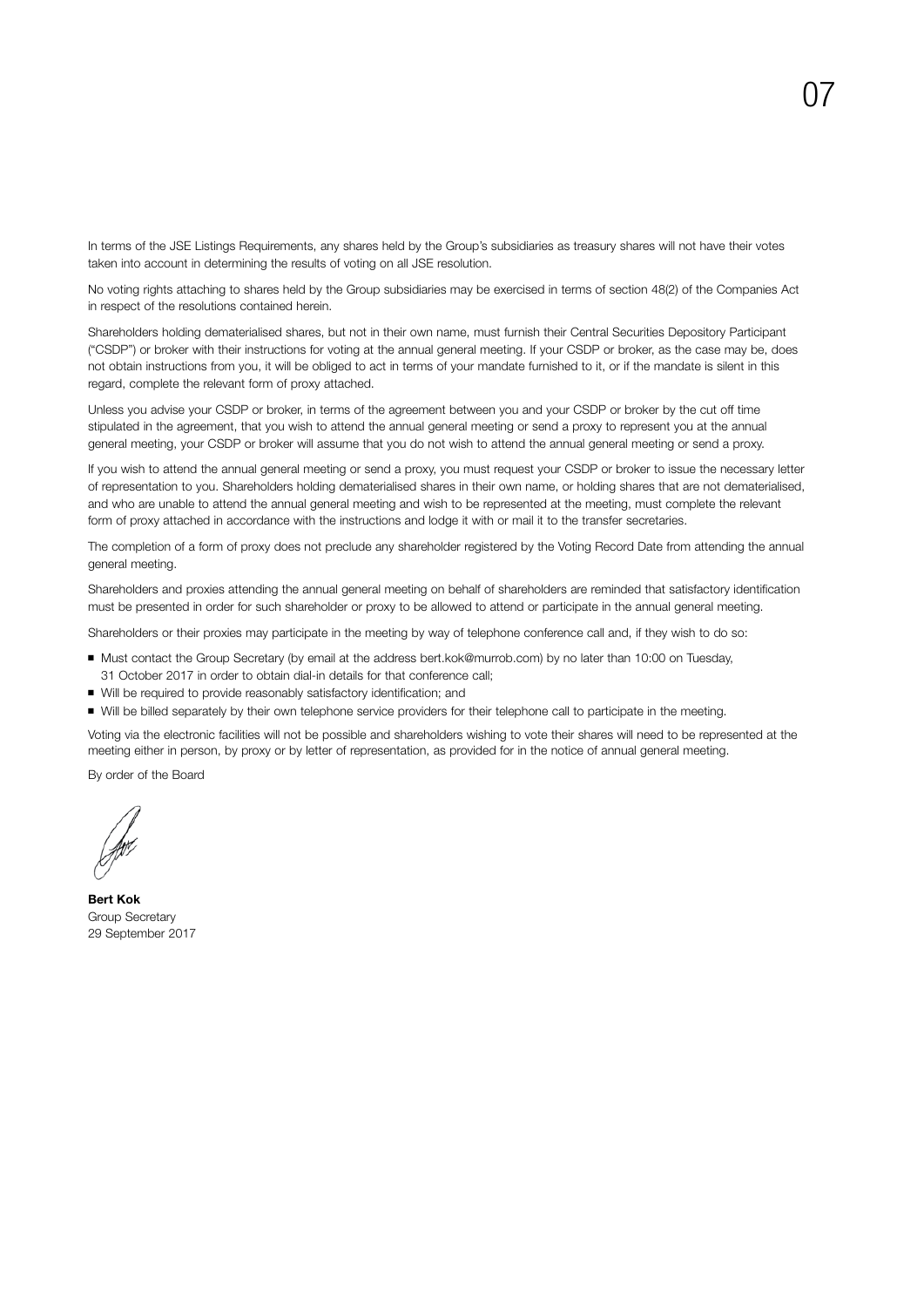In terms of the JSE Listings Requirements, any shares held by the Group's subsidiaries as treasury shares will not have their votes taken into account in determining the results of voting on all JSE resolution.

No voting rights attaching to shares held by the Group subsidiaries may be exercised in terms of section 48(2) of the Companies Act in respect of the resolutions contained herein.

Shareholders holding dematerialised shares, but not in their own name, must furnish their Central Securities Depository Participant ("CSDP") or broker with their instructions for voting at the annual general meeting. If your CSDP or broker, as the case may be, does not obtain instructions from you, it will be obliged to act in terms of your mandate furnished to it, or if the mandate is silent in this regard, complete the relevant form of proxy attached.

Unless you advise your CSDP or broker, in terms of the agreement between you and your CSDP or broker by the cut off time stipulated in the agreement, that you wish to attend the annual general meeting or send a proxy to represent you at the annual general meeting, your CSDP or broker will assume that you do not wish to attend the annual general meeting or send a proxy.

If you wish to attend the annual general meeting or send a proxy, you must request your CSDP or broker to issue the necessary letter of representation to you. Shareholders holding dematerialised shares in their own name, or holding shares that are not dematerialised, and who are unable to attend the annual general meeting and wish to be represented at the meeting, must complete the relevant form of proxy attached in accordance with the instructions and lodge it with or mail it to the transfer secretaries.

The completion of a form of proxy does not preclude any shareholder registered by the Voting Record Date from attending the annual general meeting.

Shareholders and proxies attending the annual general meeting on behalf of shareholders are reminded that satisfactory identification must be presented in order for such shareholder or proxy to be allowed to attend or participate in the annual general meeting.

Shareholders or their proxies may participate in the meeting by way of telephone conference call and, if they wish to do so:

- Must contact the Group Secretary (by email at the address bert.kok@murrob.com) by no later than 10:00 on Tuesday, 31 October 2017 in order to obtain dial-in details for that conference call;
- Will be required to provide reasonably satisfactory identification; and
- Will be billed separately by their own telephone service providers for their telephone call to participate in the meeting.

Voting via the electronic facilities will not be possible and shareholders wishing to vote their shares will need to be represented at the meeting either in person, by proxy or by letter of representation, as provided for in the notice of annual general meeting.

By order of the Board

**Bert Kok**
Group Secretary
29 September 2017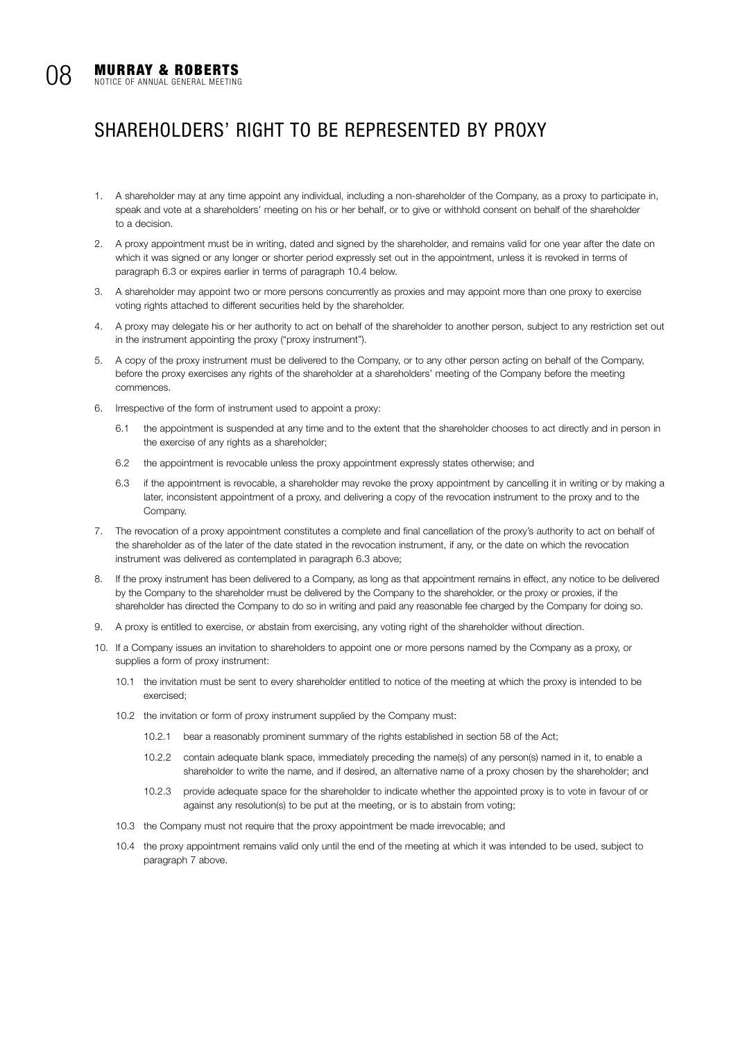# SHAREHOLDERS' RIGHT TO BE REPRESENTED BY PROXY

1. A shareholder may at any time appoint any individual, including a non-shareholder of the Company, as a proxy to participate in, speak and vote at a shareholders' meeting on his or her behalf, or to give or withhold consent on behalf of the shareholder to a decision.
2. A proxy appointment must be in writing, dated and signed by the shareholder, and remains valid for one year after the date on which it was signed or any longer or shorter period expressly set out in the appointment, unless it is revoked in terms of paragraph 6.3 or expires earlier in terms of paragraph 10.4 below.
3. A shareholder may appoint two or more persons concurrently as proxies and may appoint more than one proxy to exercise voting rights attached to different securities held by the shareholder.
4. A proxy may delegate his or her authority to act on behalf of the shareholder to another person, subject to any restriction set out in the instrument appointing the proxy ("proxy instrument").
5. A copy of the proxy instrument must be delivered to the Company, or to any other person acting on behalf of the Company, before the proxy exercises any rights of the shareholder at a shareholders' meeting of the Company before the meeting commences.
6. Irrespective of the form of instrument used to appoint a proxy:
   - 6.1 the appointment is suspended at any time and to the extent that the shareholder chooses to act directly and in person in the exercise of any rights as a shareholder;
   - 6.2 the appointment is revocable unless the proxy appointment expressly states otherwise; and
   - 6.3 if the appointment is revocable, a shareholder may revoke the proxy appointment by cancelling it in writing or by making a later, inconsistent appointment of a proxy, and delivering a copy of the revocation instrument to the proxy and to the Company.
7. The revocation of a proxy appointment constitutes a complete and final cancellation of the proxy's authority to act on behalf of the shareholder as of the later of the date stated in the revocation instrument, if any, or the date on which the revocation instrument was delivered as contemplated in paragraph 6.3 above;
8. If the proxy instrument has been delivered to a Company, as long as that appointment remains in effect, any notice to be delivered by the Company to the shareholder must be delivered by the Company to the shareholder, or the proxy or proxies, if the shareholder has directed the Company to do so in writing and paid any reasonable fee charged by the Company for doing so.
9. A proxy is entitled to exercise, or abstain from exercising, any voting right of the shareholder without direction.
10. If a Company issues an invitation to shareholders to appoint one or more persons named by the Company as a proxy, or supplies a form of proxy instrument:
    - 10.1 the invitation must be sent to every shareholder entitled to notice of the meeting at which the proxy is intended to be exercised;
    - 10.2 the invitation or form of proxy instrument supplied by the Company must:
      - 10.2.1 bear a reasonably prominent summary of the rights established in section 58 of the Act;
      - 10.2.2 contain adequate blank space, immediately preceding the name(s) of any person(s) named in it, to enable a shareholder to write the name, and if desired, an alternative name of a proxy chosen by the shareholder; and
      - 10.2.3 provide adequate space for the shareholder to indicate whether the appointed proxy is to vote in favour of or against any resolution(s) to be put at the meeting, or is to abstain from voting;
    - 10.3 the Company must not require that the proxy appointment be made irrevocable; and
    - 10.4 the proxy appointment remains valid only until the end of the meeting at which it was intended to be used, subject to paragraph 7 above.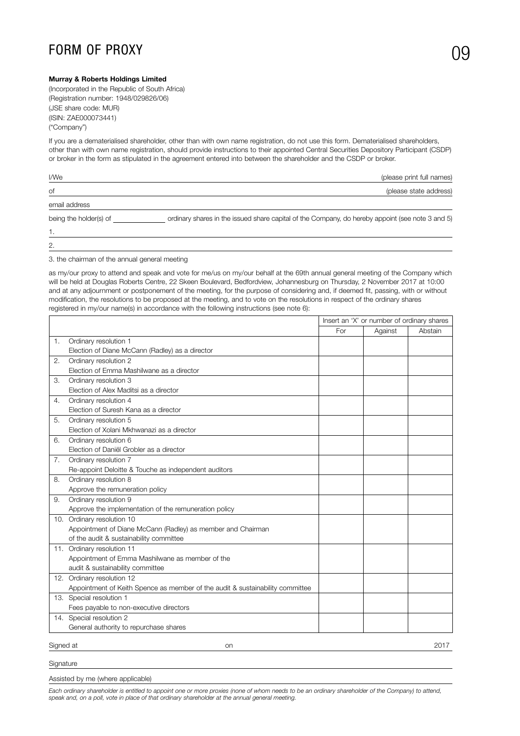# FORM OF PROXY

**Murray & Roberts Holdings Limited**
(Incorporated in the Republic of South Africa)
(Registration number: 1948/029826/06)
(JSE share code: MUR)
(ISIN: ZAE000073441)
("Company")

If you are a dematerialised shareholder, other than with own name registration, do not use this form. Dematerialised shareholders, other than with own name registration, should provide instructions to their appointed Central Securities Depository Participant (CSDP) or broker in the form as stipulated in the agreement entered into between the shareholder and the CSDP or broker.

I/We ______________________________ (please print full names)

of ______________________________ (please state address)

email address ______________________________

being the holder(s) of ______________ ordinary shares in the issued share capital of the Company, do hereby appoint (see note 3 and 5)

1. ______________________________

2. ______________________________

3. the chairman of the annual general meeting

as my/our proxy to attend and speak and vote for me/us on my/our behalf at the 69th annual general meeting of the Company which will be held at Douglas Roberts Centre, 22 Skeen Boulevard, Bedfordview, Johannesburg on Thursday, 2 November 2017 at 10:00 and at any adjournment or postponement of the meeting, for the purpose of considering and, if deemed fit, passing, with or without modification, the resolutions to be proposed at the meeting, and to vote on the resolutions in respect of the ordinary shares registered in my/our name(s) in accordance with the following instructions (see note 6):

| | | Insert an 'X' or number of ordinary shares | | |
|---|---|---|---|---|
| | | For | Against | Abstain |
| 1. | Ordinary resolution 1<br>Election of Diane McCann (Radley) as a director | | | |
| 2. | Ordinary resolution 2<br>Election of Emma Mashilwane as a director | | | |
| 3. | Ordinary resolution 3<br>Election of Alex Maditsi as a director | | | |
| 4. | Ordinary resolution 4<br>Election of Suresh Kana as a director | | | |
| 5. | Ordinary resolution 5<br>Election of Xolani Mkhwanazi as a director | | | |
| 6. | Ordinary resolution 6<br>Election of Daniël Grobler as a director | | | |
| 7. | Ordinary resolution 7<br>Re-appoint Deloitte & Touche as independent auditors | | | |
| 8. | Ordinary resolution 8<br>Approve the remuneration policy | | | |
| 9. | Ordinary resolution 9<br>Approve the implementation of the remuneration policy | | | |
| 10. | Ordinary resolution 10<br>Appointment of Diane McCann (Radley) as member and Chairman of the audit & sustainability committee | | | |
| 11. | Ordinary resolution 11<br>Appointment of Emma Mashilwane as member of the audit & sustainability committee | | | |
| 12. | Ordinary resolution 12<br>Appointment of Keith Spence as member of the audit & sustainability committee | | | |
| 13. | Special resolution 1<br>Fees payable to non-executive directors | | | |
| 14. | Special resolution 2<br>General authority to repurchase shares | | | |

Signed at ______________________________ on ______________________________ 2017

Signature ______________________________

Assisted by me (where applicable) ______________________________

*Each ordinary shareholder is entitled to appoint one or more proxies (none of whom needs to be an ordinary shareholder of the Company) to attend, speak and, on a poll, vote in place of that ordinary shareholder at the annual general meeting.*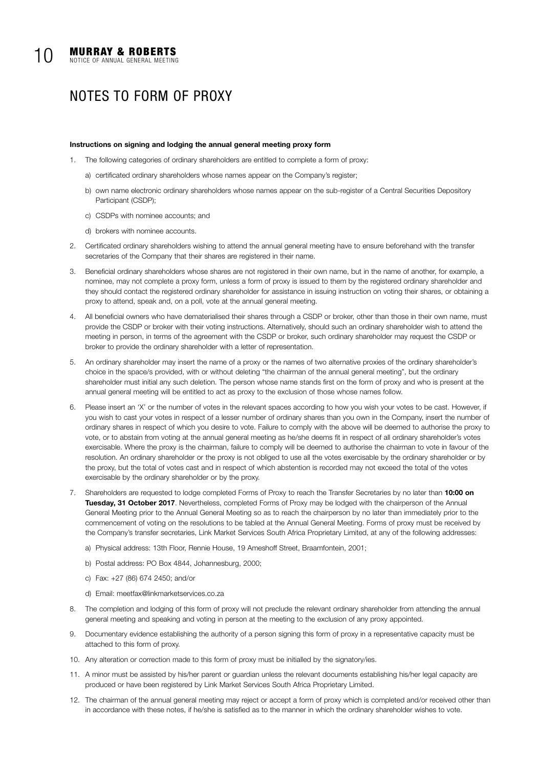# NOTES TO FORM OF PROXY

**Instructions on signing and lodging the annual general meeting proxy form**

1. The following categories of ordinary shareholders are entitled to complete a form of proxy:
   a) certificated ordinary shareholders whose names appear on the Company's register;
   b) own name electronic ordinary shareholders whose names appear on the sub-register of a Central Securities Depository Participant (CSDP);
   c) CSDPs with nominee accounts; and
   d) brokers with nominee accounts.
2. Certificated ordinary shareholders wishing to attend the annual general meeting have to ensure beforehand with the transfer secretaries of the Company that their shares are registered in their name.
3. Beneficial ordinary shareholders whose shares are not registered in their own name, but in the name of another, for example, a nominee, may not complete a proxy form, unless a form of proxy is issued to them by the registered ordinary shareholder and they should contact the registered ordinary shareholder for assistance in issuing instruction on voting their shares, or obtaining a proxy to attend, speak and, on a poll, vote at the annual general meeting.
4. All beneficial owners who have dematerialised their shares through a CSDP or broker, other than those in their own name, must provide the CSDP or broker with their voting instructions. Alternatively, should such an ordinary shareholder wish to attend the meeting in person, in terms of the agreement with the CSDP or broker, such ordinary shareholder may request the CSDP or broker to provide the ordinary shareholder with a letter of representation.
5. An ordinary shareholder may insert the name of a proxy or the names of two alternative proxies of the ordinary shareholder's choice in the space/s provided, with or without deleting "the chairman of the annual general meeting", but the ordinary shareholder must initial any such deletion. The person whose name stands first on the form of proxy and who is present at the annual general meeting will be entitled to act as proxy to the exclusion of those whose names follow.
6. Please insert an 'X' or the number of votes in the relevant spaces according to how you wish your votes to be cast. However, if you wish to cast your votes in respect of a lesser number of ordinary shares than you own in the Company, insert the number of ordinary shares in respect of which you desire to vote. Failure to comply with the above will be deemed to authorise the proxy to vote, or to abstain from voting at the annual general meeting as he/she deems fit in respect of all ordinary shareholder's votes exercisable. Where the proxy is the chairman, failure to comply will be deemed to authorise the chairman to vote in favour of the resolution. An ordinary shareholder or the proxy is not obliged to use all the votes exercisable by the ordinary shareholder or by the proxy, but the total of votes cast and in respect of which abstention is recorded may not exceed the total of the votes exercisable by the ordinary shareholder or by the proxy.
7. Shareholders are requested to lodge completed Forms of Proxy to reach the Transfer Secretaries by no later than **10:00 on Tuesday, 31 October 2017**. Nevertheless, completed Forms of Proxy may be lodged with the chairperson of the Annual General Meeting prior to the Annual General Meeting so as to reach the chairperson by no later than immediately prior to the commencement of voting on the resolutions to be tabled at the Annual General Meeting. Forms of proxy must be received by the Company's transfer secretaries, Link Market Services South Africa Proprietary Limited, at any of the following addresses:
   a) Physical address: 13th Floor, Rennie House, 19 Ameshoff Street, Braamfontein, 2001;
   b) Postal address: PO Box 4844, Johannesburg, 2000;
   c) Fax: +27 (86) 674 2450; and/or
   d) Email: meetfax@linkmarketservices.co.za
8. The completion and lodging of this form of proxy will not preclude the relevant ordinary shareholder from attending the annual general meeting and speaking and voting in person at the meeting to the exclusion of any proxy appointed.
9. Documentary evidence establishing the authority of a person signing this form of proxy in a representative capacity must be attached to this form of proxy.
10. Any alteration or correction made to this form of proxy must be initialled by the signatory/ies.
11. A minor must be assisted by his/her parent or guardian unless the relevant documents establishing his/her legal capacity are produced or have been registered by Link Market Services South Africa Proprietary Limited.
12. The chairman of the annual general meeting may reject or accept a form of proxy which is completed and/or received other than in accordance with these notes, if he/she is satisfied as to the manner in which the ordinary shareholder wishes to vote.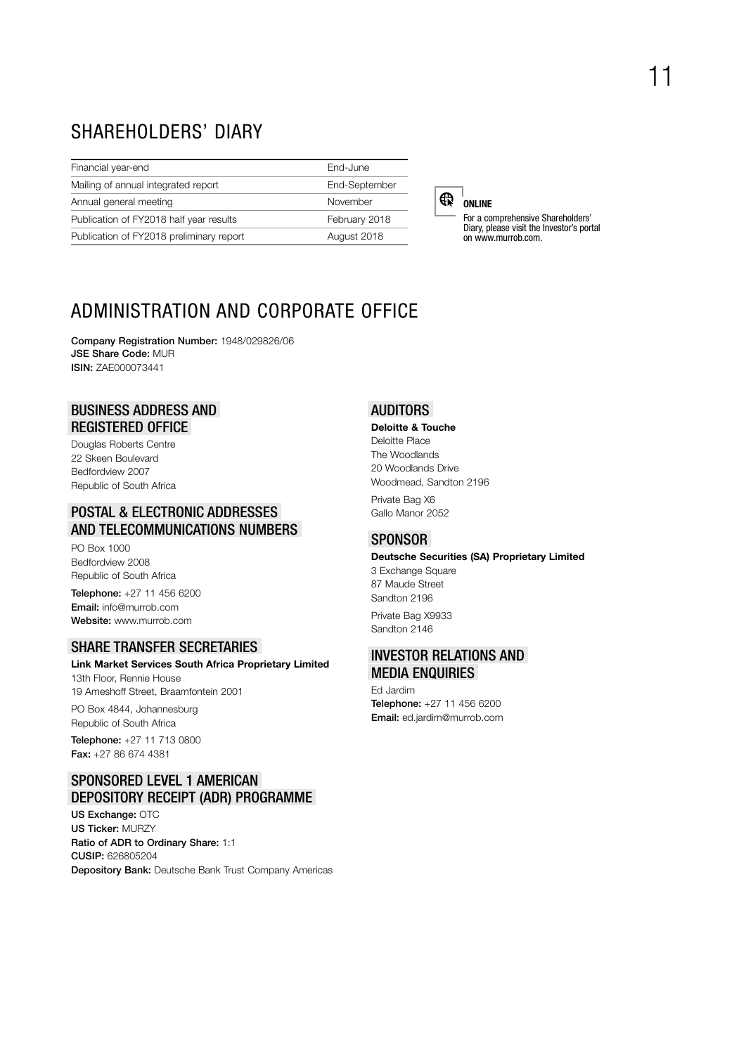# SHAREHOLDERS' DIARY

| | |
|---|---|
| Financial year-end | End-June |
| Mailing of annual integrated report | End-September |
| Annual general meeting | November |
| Publication of FY2018 half year results | February 2018 |
| Publication of FY2018 preliminary report | August 2018 |

**ONLINE**

For a comprehensive Shareholders' Diary, please visit the Investor's portal on www.murrob.com.

# ADMINISTRATION AND CORPORATE OFFICE

**Company Registration Number:** 1948/029826/06
**JSE Share Code:** MUR
**ISIN:** ZAE000073441

## BUSINESS ADDRESS AND REGISTERED OFFICE

Douglas Roberts Centre
22 Skeen Boulevard
Bedfordview 2007
Republic of South Africa

## POSTAL & ELECTRONIC ADDRESSES AND TELECOMMUNICATIONS NUMBERS

PO Box 1000
Bedfordview 2008
Republic of South Africa

**Telephone:** +27 11 456 6200
**Email:** info@murrob.com
**Website:** www.murrob.com

## SHARE TRANSFER SECRETARIES

**Link Market Services South Africa Proprietary Limited**
13th Floor, Rennie House
19 Ameshoff Street, Braamfontein 2001

PO Box 4844, Johannesburg
Republic of South Africa

**Telephone:** +27 11 713 0800
**Fax:** +27 86 674 4381

## SPONSORED LEVEL 1 AMERICAN DEPOSITORY RECEIPT (ADR) PROGRAMME

**US Exchange:** OTC
**US Ticker:** MURZY
**Ratio of ADR to Ordinary Share:** 1:1
**CUSIP:** 626805204
**Depository Bank:** Deutsche Bank Trust Company Americas

## AUDITORS

**Deloitte & Touche**
Deloitte Place
The Woodlands
20 Woodlands Drive
Woodmead, Sandton 2196

Private Bag X6
Gallo Manor 2052

## SPONSOR

**Deutsche Securities (SA) Proprietary Limited**
3 Exchange Square
87 Maude Street
Sandton 2196

Private Bag X9933
Sandton 2146

## INVESTOR RELATIONS AND MEDIA ENQUIRIES

Ed Jardim
**Telephone:** +27 11 456 6200
**Email:** ed.jardim@murrob.com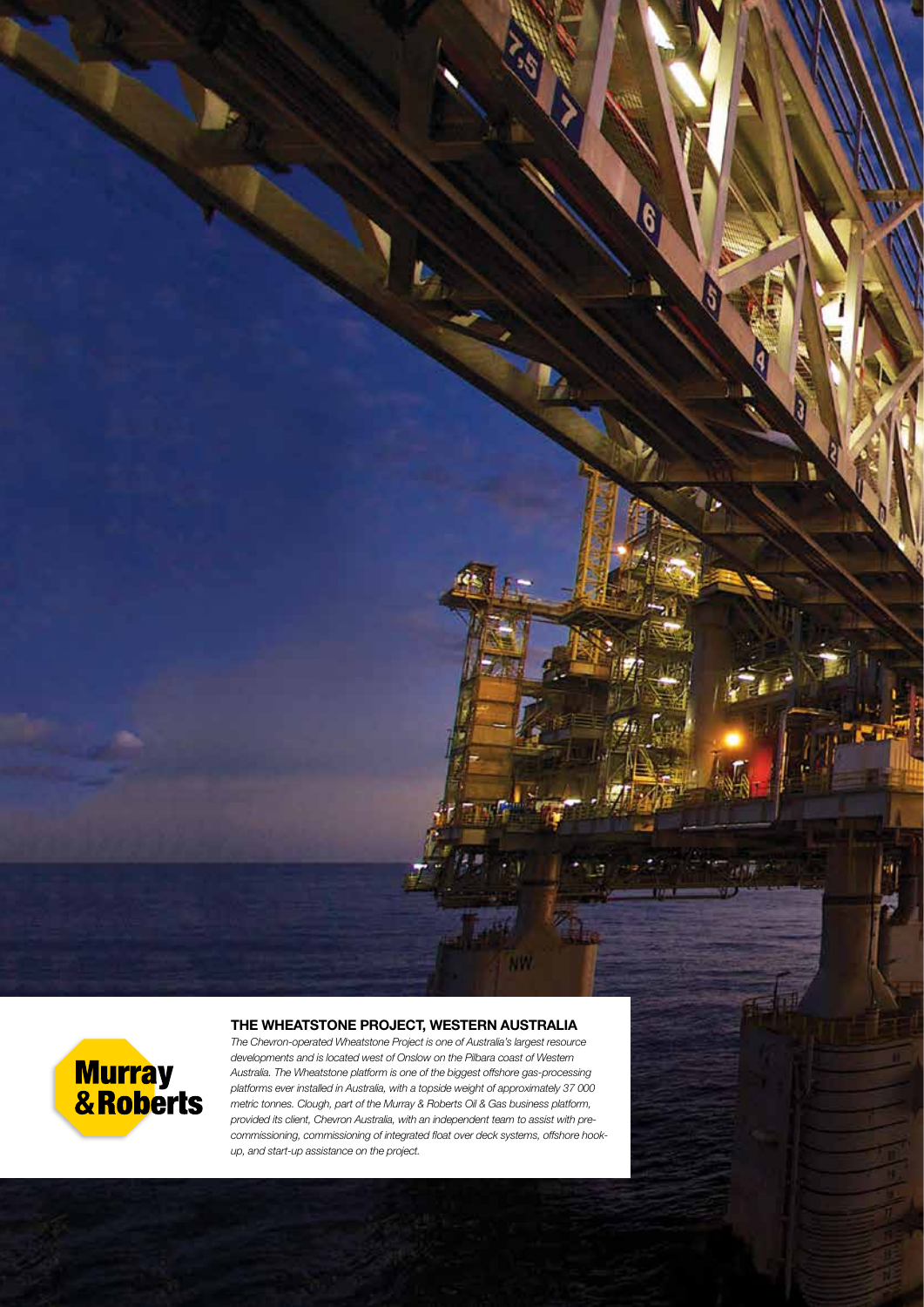**Murray & Roberts**

### THE WHEATSTONE PROJECT, WESTERN AUSTRALIA

*The Chevron-operated Wheatstone Project is one of Australia's largest resource developments and is located west of Onslow on the Pilbara coast of Western Australia. The Wheatstone platform is one of the biggest offshore gas-processing platforms ever installed in Australia, with a topside weight of approximately 37 000 metric tonnes. Clough, part of the Murray & Roberts Oil & Gas business platform, provided its client, Chevron Australia, with an independent team to assist with pre-commissioning, commissioning of integrated float over deck systems, offshore hook-up, and start-up assistance on the project.*